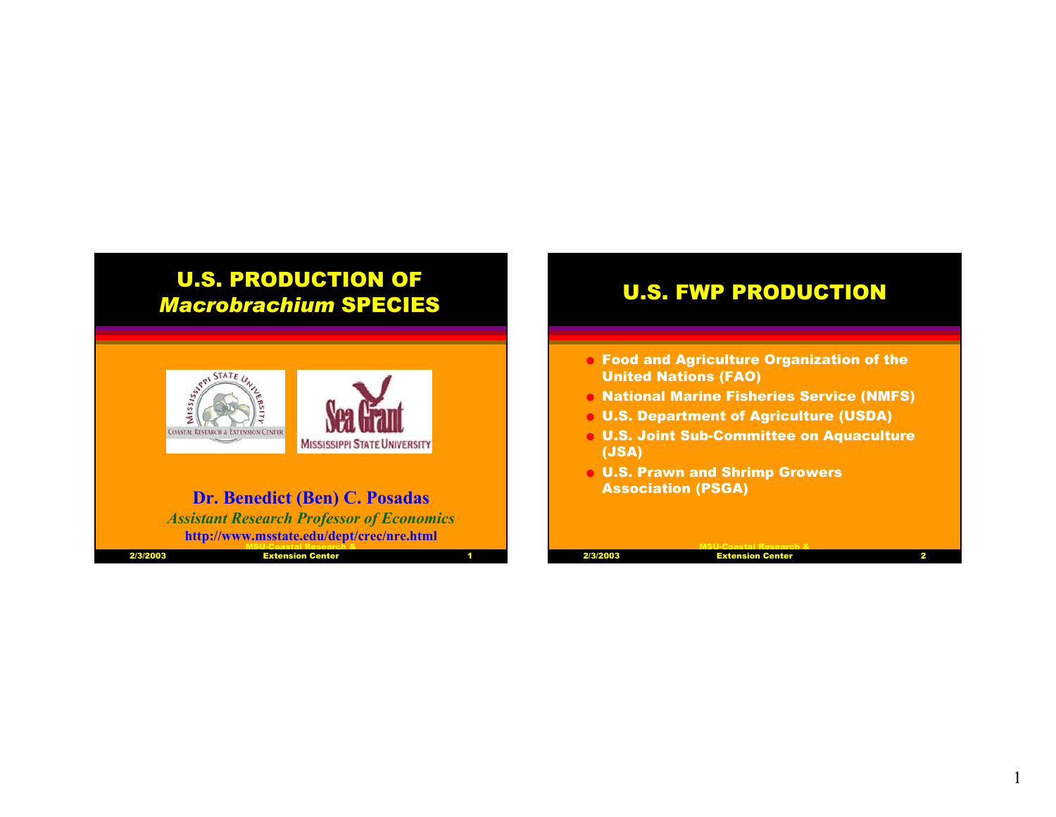# U.S. PRODUCTION OF *Macrobrachium* SPECIES

**Dr. Benedict (Ben) C. Posadas**

*Assistant Research Professor of Economics*

http://www.msstate.edu/dept/crec/nre.html

# U.S. FWP PRODUCTION

- Food and Agriculture Organization of the United Nations (FAO)
- National Marine Fisheries Service (NMFS)
- U.S. Department of Agriculture (USDA)
- U.S. Joint Sub-Committee on Aquaculture (JSA)
- U.S. Prawn and Shrimp Growers Association (PSGA)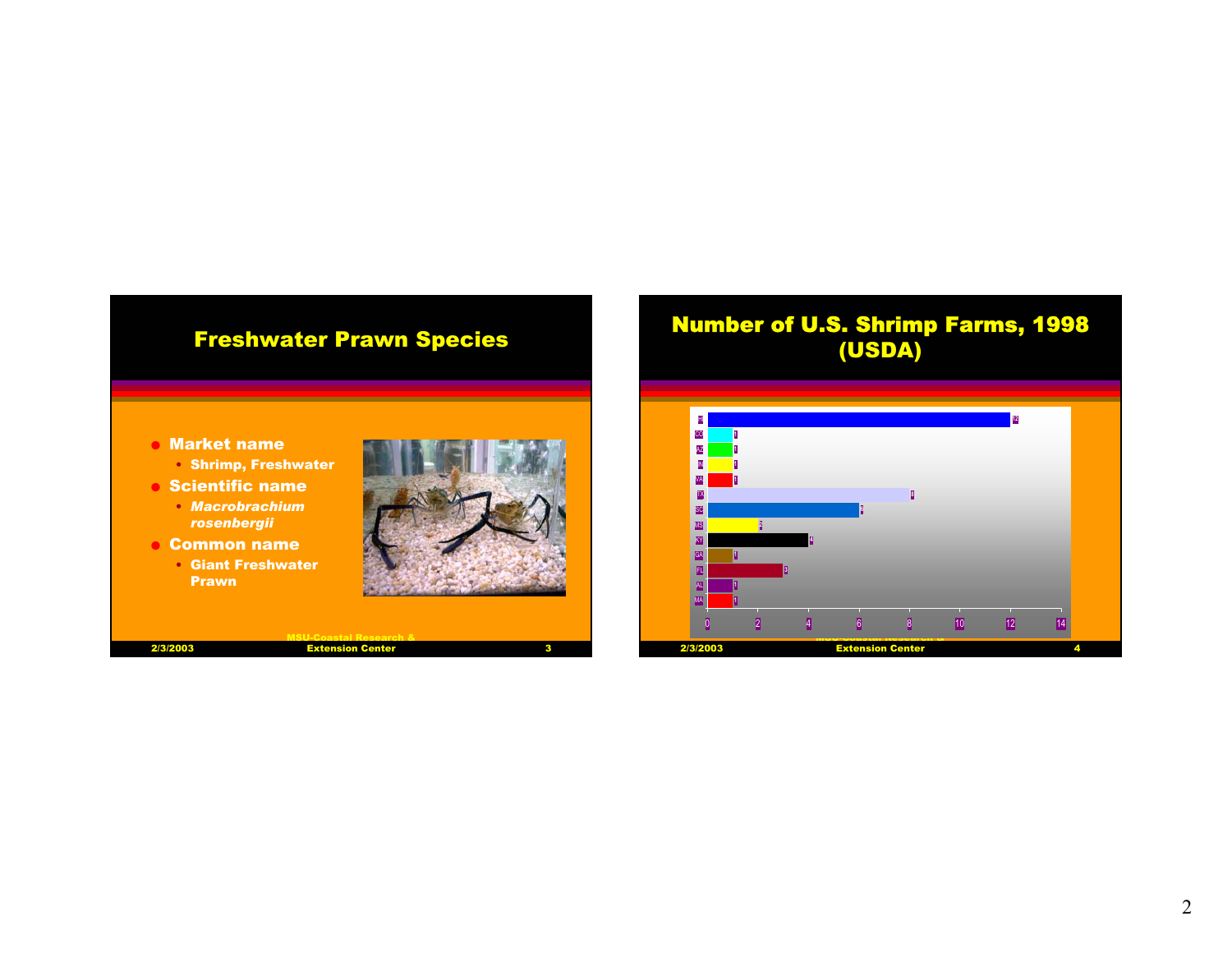## Freshwater Prawn Species

- **Market name**
  - **Shrimp, Freshwater**
- **Scientific name**
  - ***Macrobrachium rosenbergii***
- **Common name**
  - **Giant Freshwater Prawn**

## Number of U.S. Shrimp Farms, 1998 (USDA)

| State | Number of farms |
|---|---|
| HI | 12 |
| CO | 1 |
| AZ | 1 |
| IN | 1 |
| VA | 1 |
| TX | 8 |
| SC | 6 |
| MS | 2 |
| KY | 4 |
| GA | 1 |
| FL | 3 |
| AL | 1 |
| MA | 1 |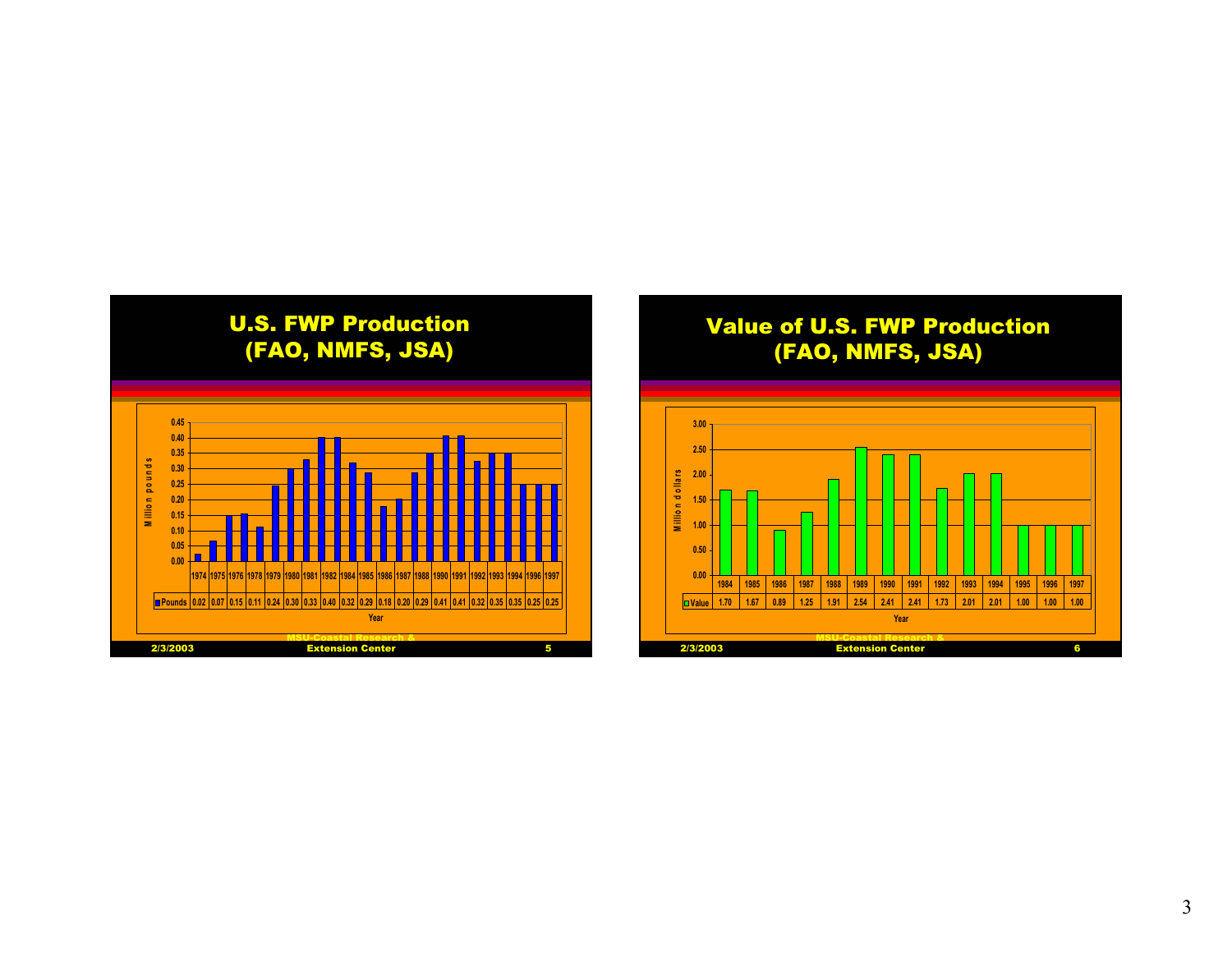## U.S. FWP Production (FAO, NMFS, JSA)

| Year | 1974 | 1975 | 1976 | 1978 | 1979 | 1980 | 1981 | 1982 | 1984 | 1985 | 1986 | 1987 | 1988 | 1990 | 1991 | 1992 | 1993 | 1994 | 1996 | 1997 |
|---|---|---|---|---|---|---|---|---|---|---|---|---|---|---|---|---|---|---|---|---|
| Pounds | 0.02 | 0.07 | 0.15 | 0.11 | 0.24 | 0.30 | 0.33 | 0.40 | 0.32 | 0.29 | 0.18 | 0.20 | 0.29 | 0.41 | 0.41 | 0.32 | 0.35 | 0.35 | 0.25 | 0.25 |

Million pounds

2/3/2003 MSU-Coastal Research & Extension Center 5

## Value of U.S. FWP Production (FAO, NMFS, JSA)

| Year | 1984 | 1985 | 1986 | 1987 | 1988 | 1989 | 1990 | 1991 | 1992 | 1993 | 1994 | 1995 | 1996 | 1997 |
|---|---|---|---|---|---|---|---|---|---|---|---|---|---|---|
| Value | 1.70 | 1.67 | 0.89 | 1.25 | 1.91 | 2.54 | 2.41 | 2.41 | 1.73 | 2.01 | 2.01 | 1.00 | 1.00 | 1.00 |

Million dollars

2/3/2003 MSU-Coastal Research & Extension Center 6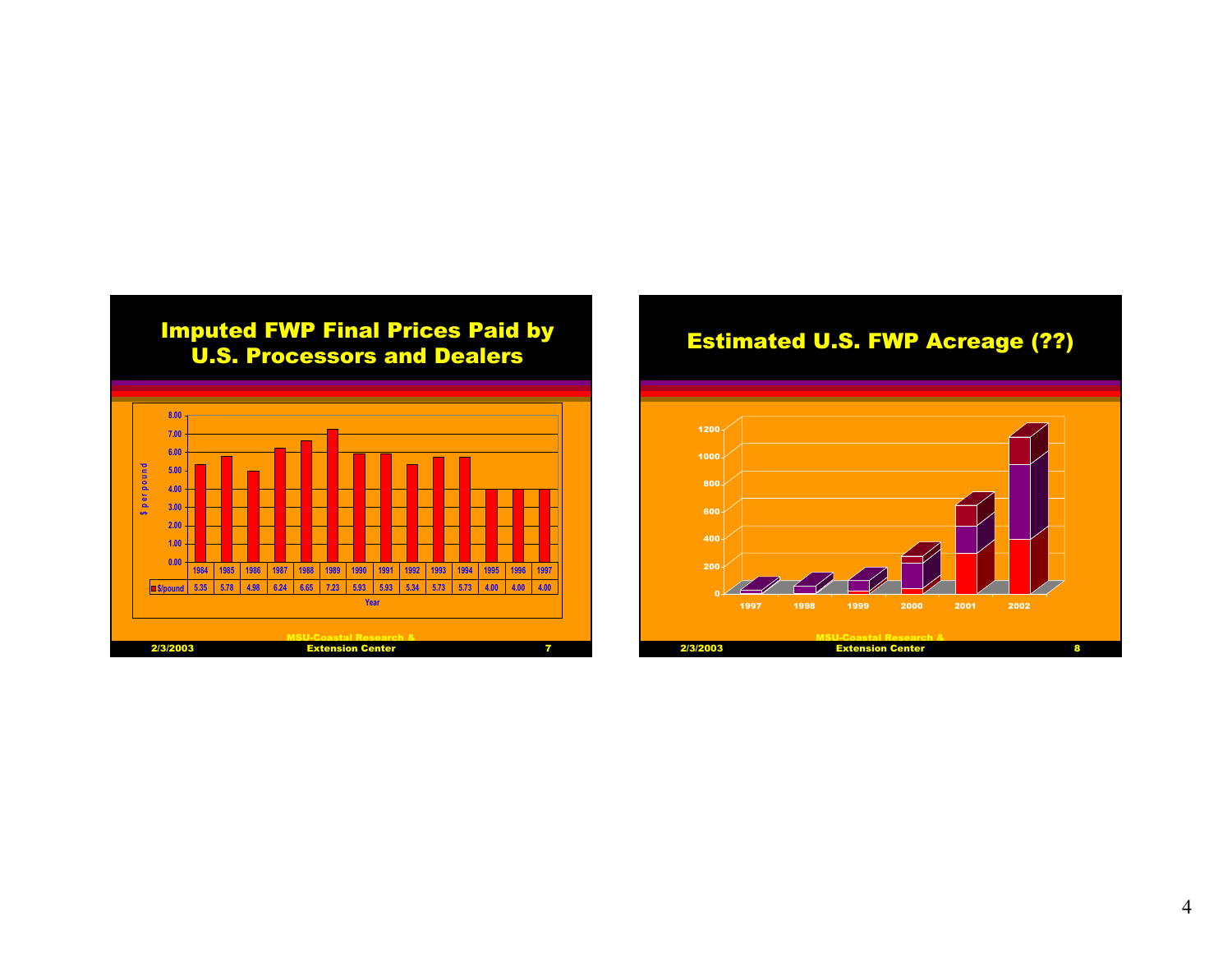## Imputed FWP Final Prices Paid by U.S. Processors and Dealers

| Year | 1984 | 1985 | 1986 | 1987 | 1988 | 1989 | 1990 | 1991 | 1992 | 1993 | 1994 | 1995 | 1996 | 1997 |
|---|---|---|---|---|---|---|---|---|---|---|---|---|---|---|
| $/pound | 5.35 | 5.78 | 4.98 | 6.24 | 6.65 | 7.23 | 5.93 | 5.93 | 5.34 | 5.73 | 5.73 | 4.00 | 4.00 | 4.00 |

## Estimated U.S. FWP Acreage (??)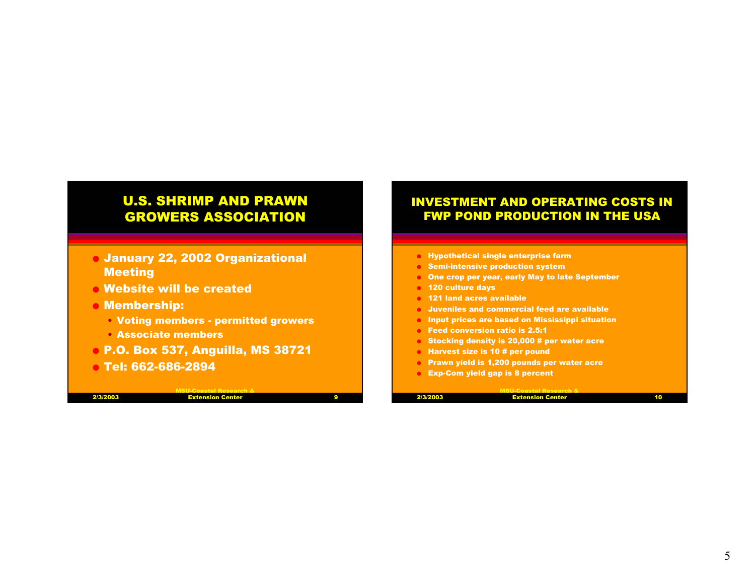## U.S. SHRIMP AND PRAWN GROWERS ASSOCIATION

- January 22, 2002 Organizational Meeting
- Website will be created
- Membership:
  - Voting members - permitted growers
  - Associate members
- P.O. Box 537, Anguilla, MS 38721
- Tel: 662-686-2894

## INVESTMENT AND OPERATING COSTS IN FWP POND PRODUCTION IN THE USA

- Hypothetical single enterprise farm
- Semi-intensive production system
- One crop per year, early May to late September
- 120 culture days
- 121 land acres available
- Juveniles and commercial feed are available
- Input prices are based on Mississippi situation
- Feed conversion ratio is 2.5:1
- Stocking density is 20,000 # per water acre
- Harvest size is 10 # per pound
- Prawn yield is 1,200 pounds per water acre
- Exp-Com yield gap is 8 percent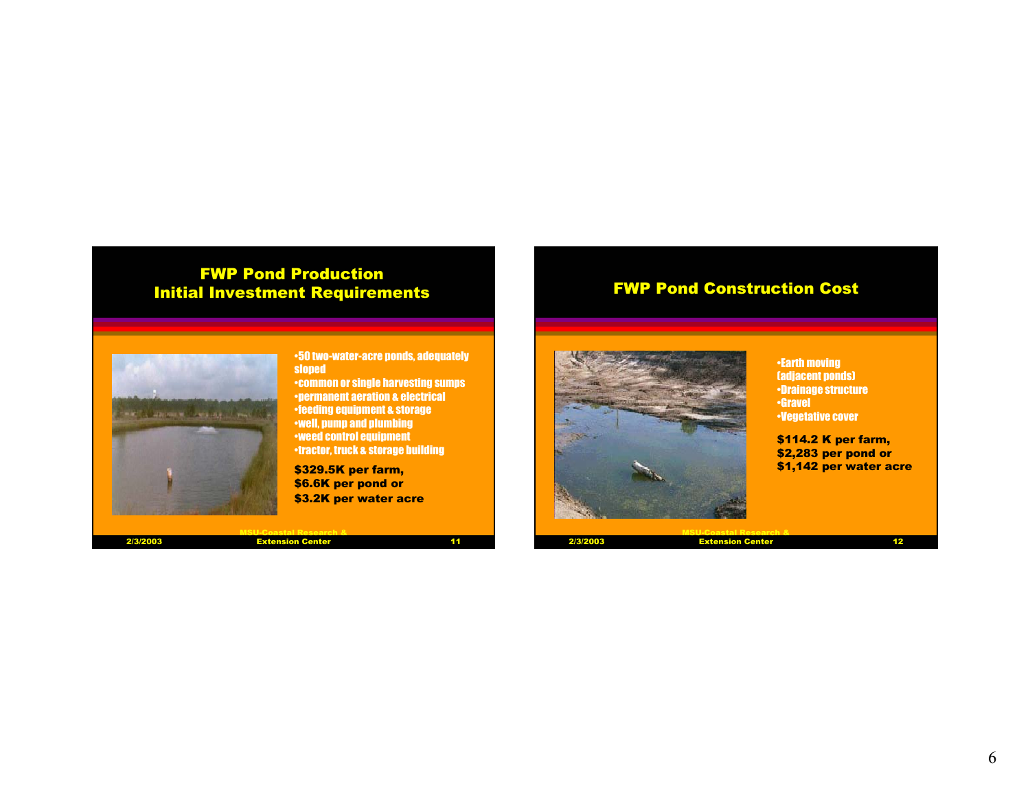## FWP Pond Production Initial Investment Requirements

- 50 two-water-acre ponds, adequately sloped
- common or single harvesting sumps
- permanent aeration & electrical
- feeding equipment & storage
- well, pump and plumbing
- weed control equipment
- tractor, truck & storage building

**$329.5K per farm, $6.6K per pond or $3.2K per water acre**

2/3/2003 MSU-Coastal Research & Extension Center 11

## FWP Pond Construction Cost

- Earth moving (adjacent ponds)
- Drainage structure
- Gravel
- Vegetative cover

**$114.2 K per farm, $2,283 per pond or $1,142 per water acre**

2/3/2003 MSU-Coastal Research & Extension Center 12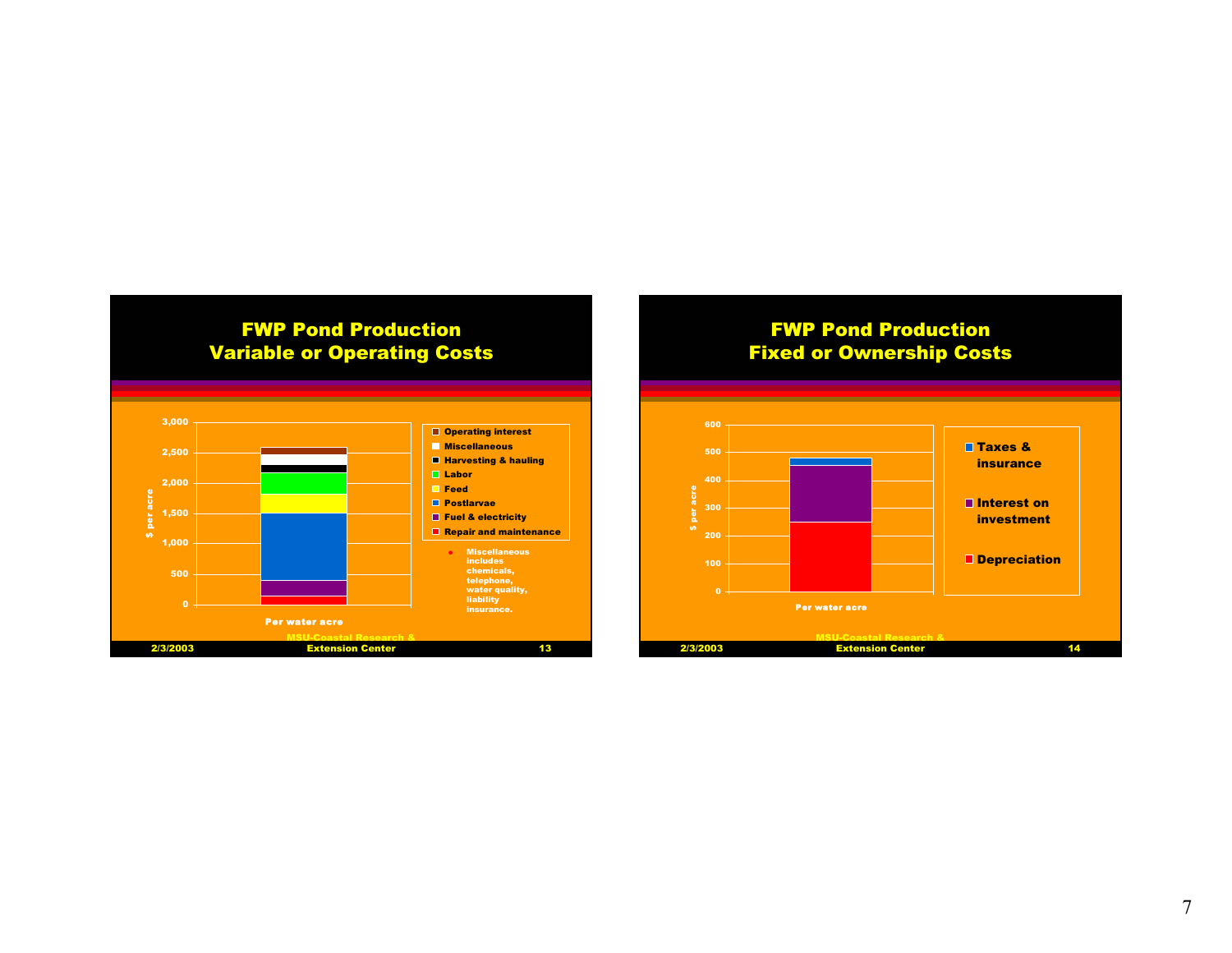## FWP Pond Production
## Variable or Operating Costs

$ per acre: 0, 500, 1,000, 1,500, 2,000, 2,500, 3,000

Per water acre

- Operating interest
- Miscellaneous
- Harvesting & hauling
- Labor
- Feed
- Postlarvae
- Fuel & electricity
- Repair and maintenance

- Miscellaneous includes chemicals, telephone, water quality, liability insurance.

## FWP Pond Production
## Fixed or Ownership Costs

$ per acre: 0, 100, 200, 300, 400, 500, 600

Per water acre

- Taxes & insurance
- Interest on investment
- Depreciation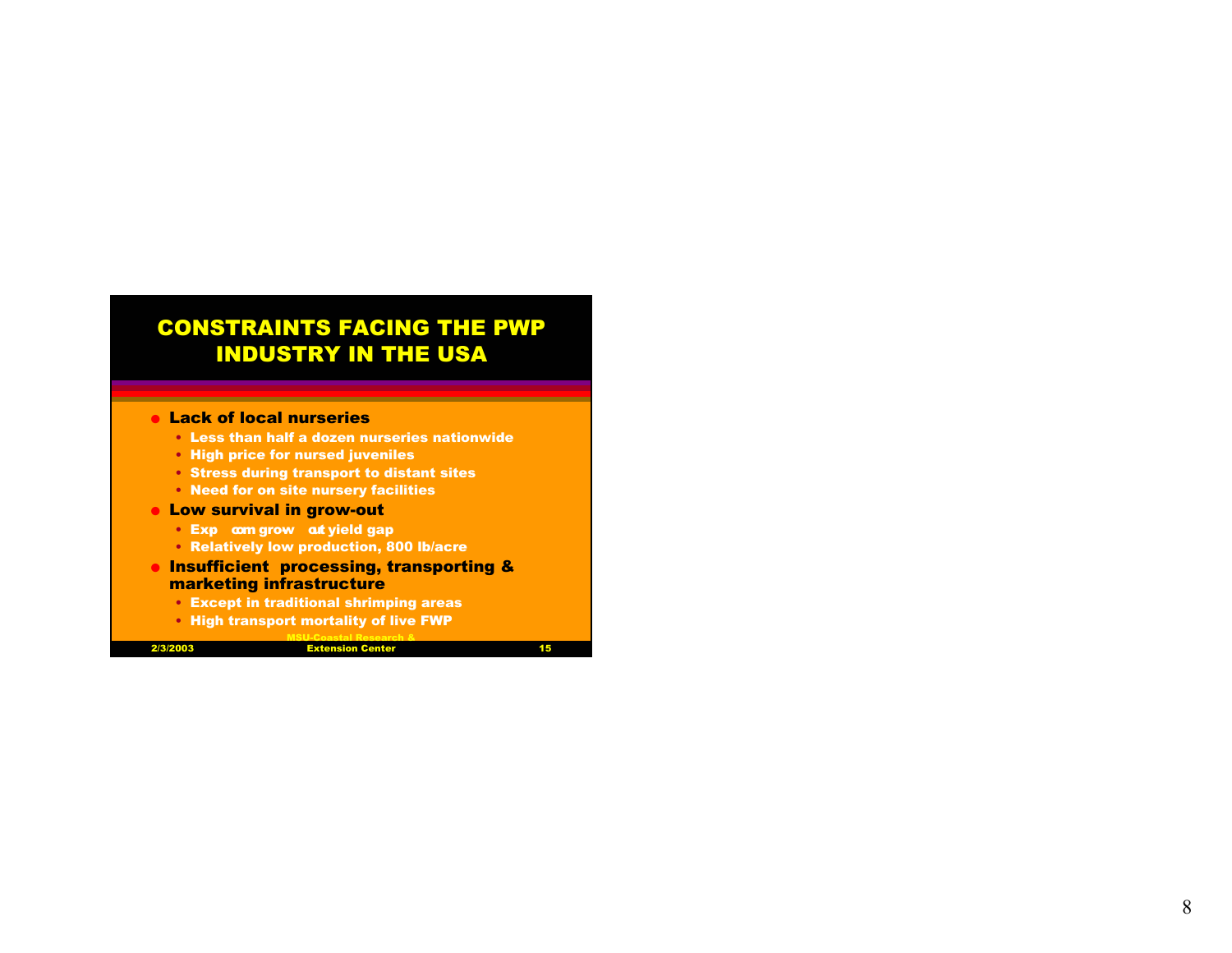# CONSTRAINTS FACING THE PWP INDUSTRY IN THE USA

- **Lack of local nurseries**
  - **Less than half a dozen nurseries nationwide**
  - **High price for nursed juveniles**
  - **Stress during transport to distant sites**
  - **Need for on site nursery facilities**
- **Low survival in grow-out**
  - **Exp com grow out yield gap**
  - **Relatively low production, 800 lb/acre**
- **Insufficient processing, transporting & marketing infrastructure**
  - **Except in traditional shrimping areas**
  - **High transport mortality of live FWP**

2/3/2003 MSU-Coastal Research & Extension Center 15